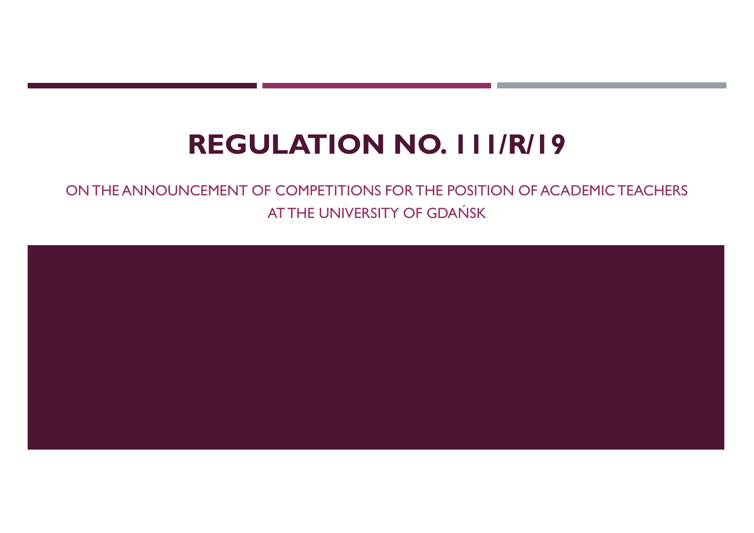# REGULATION NO. 111/R/19

ON THE ANNOUNCEMENT OF COMPETITIONS FOR THE POSITION OF ACADEMIC TEACHERS AT THE UNIVERSITY OF GDAŃSK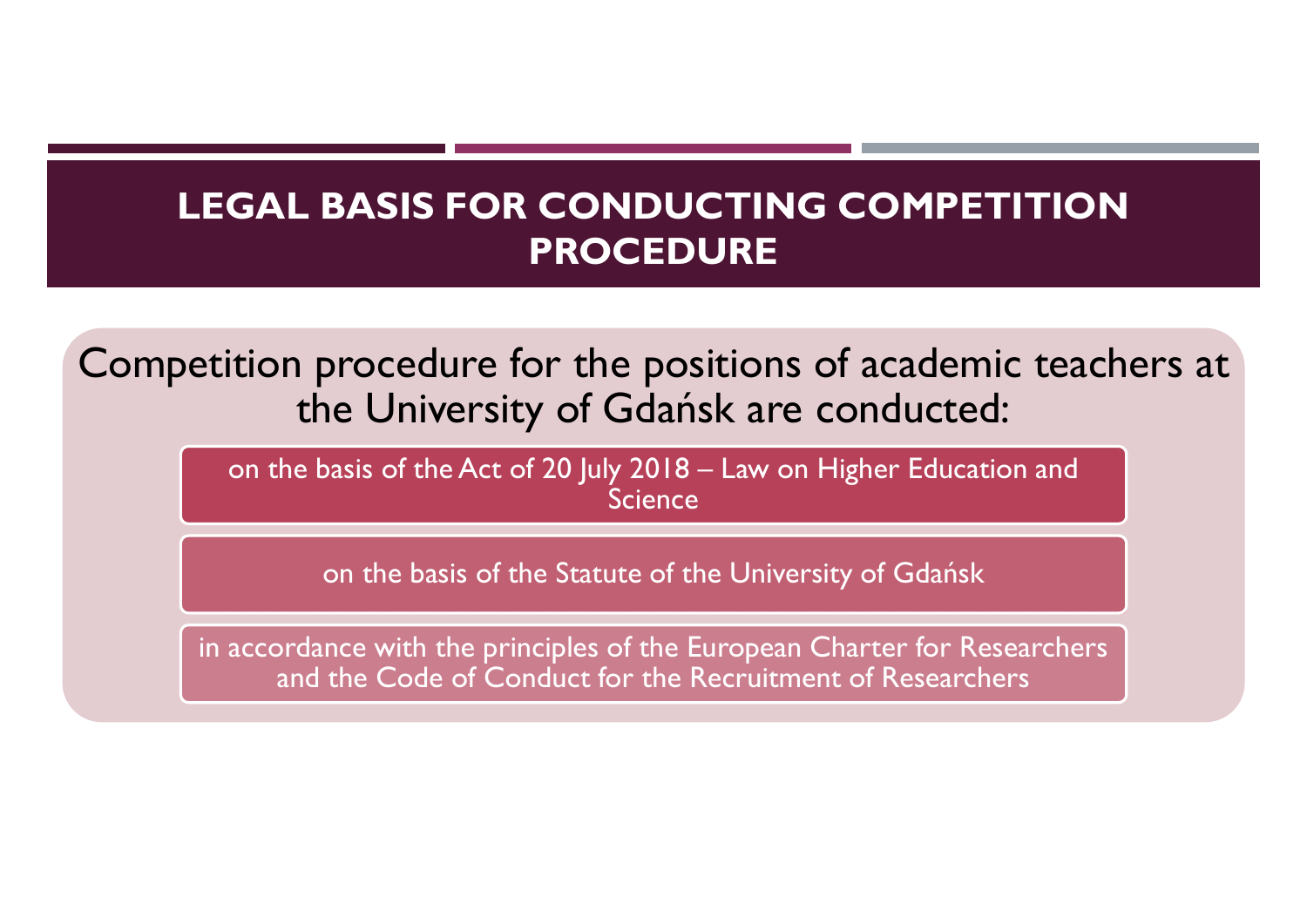# LEGAL BASIS FOR CONDUCTING COMPETITION PROCEDURE

Competition procedure for the positions of academic teachers at the University of Gdańsk are conducted:

- on the basis of the Act of 20 July 2018 – Law on Higher Education and Science
- on the basis of the Statute of the University of Gdańsk
- in accordance with the principles of the European Charter for Researchers and the Code of Conduct for the Recruitment of Researchers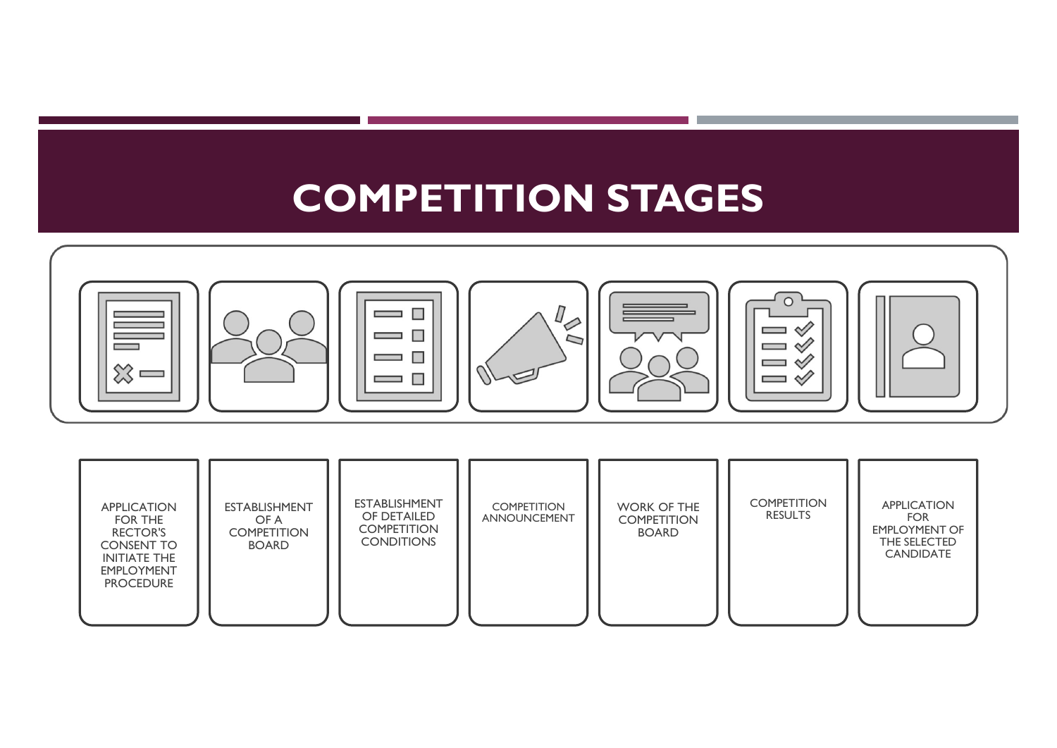# COMPETITION STAGES

1. APPLICATION FOR THE RECTOR'S CONSENT TO INITIATE THE EMPLOYMENT PROCEDURE
2. ESTABLISHMENT OF A COMPETITION BOARD
3. ESTABLISHMENT OF DETAILED COMPETITION CONDITIONS
4. COMPETITION ANNOUNCEMENT
5. WORK OF THE COMPETITION BOARD
6. COMPETITION RESULTS
7. APPLICATION FOR EMPLOYMENT OF THE SELECTED CANDIDATE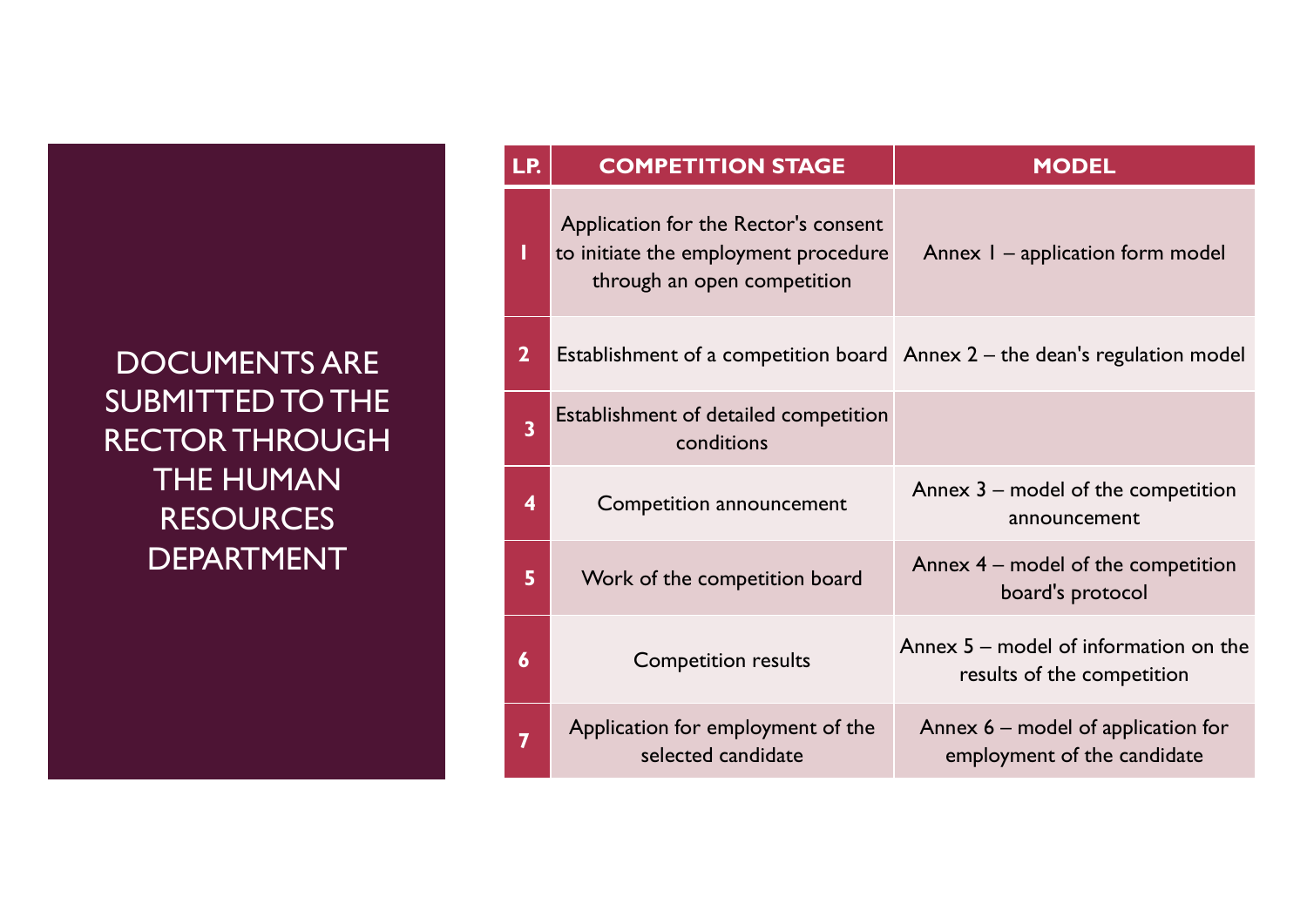# DOCUMENTS ARE SUBMITTED TO THE RECTOR THROUGH THE HUMAN RESOURCES DEPARTMENT

| LP. | COMPETITION STAGE | MODEL |
| --- | --- | --- |
| 1 | Application for the Rector's consent to initiate the employment procedure through an open competition | Annex 1 – application form model |
| 2 | Establishment of a competition board | Annex 2 – the dean's regulation model |
| 3 | Establishment of detailed competition conditions | |
| 4 | Competition announcement | Annex 3 – model of the competition announcement |
| 5 | Work of the competition board | Annex 4 – model of the competition board's protocol |
| 6 | Competition results | Annex 5 – model of information on the results of the competition |
| 7 | Application for employment of the selected candidate | Annex 6 – model of application for employment of the candidate |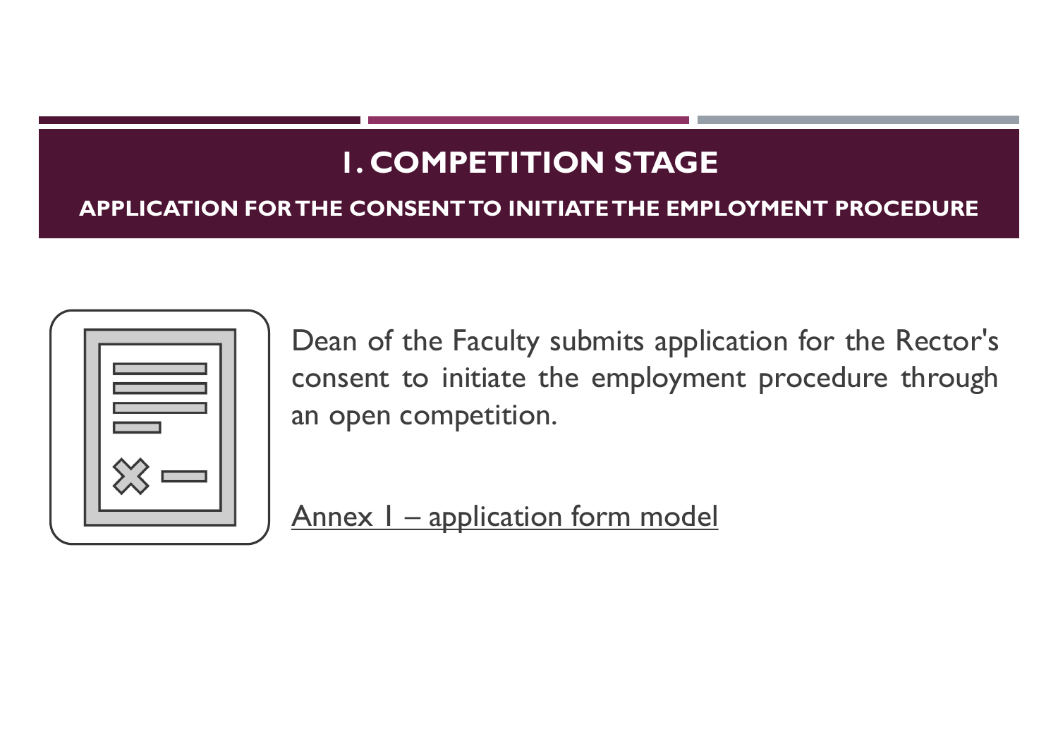# 1. COMPETITION STAGE

## APPLICATION FOR THE CONSENT TO INITIATE THE EMPLOYMENT PROCEDURE

Dean of the Faculty submits application for the Rector's consent to initiate the employment procedure through an open competition.

Annex 1 – application form model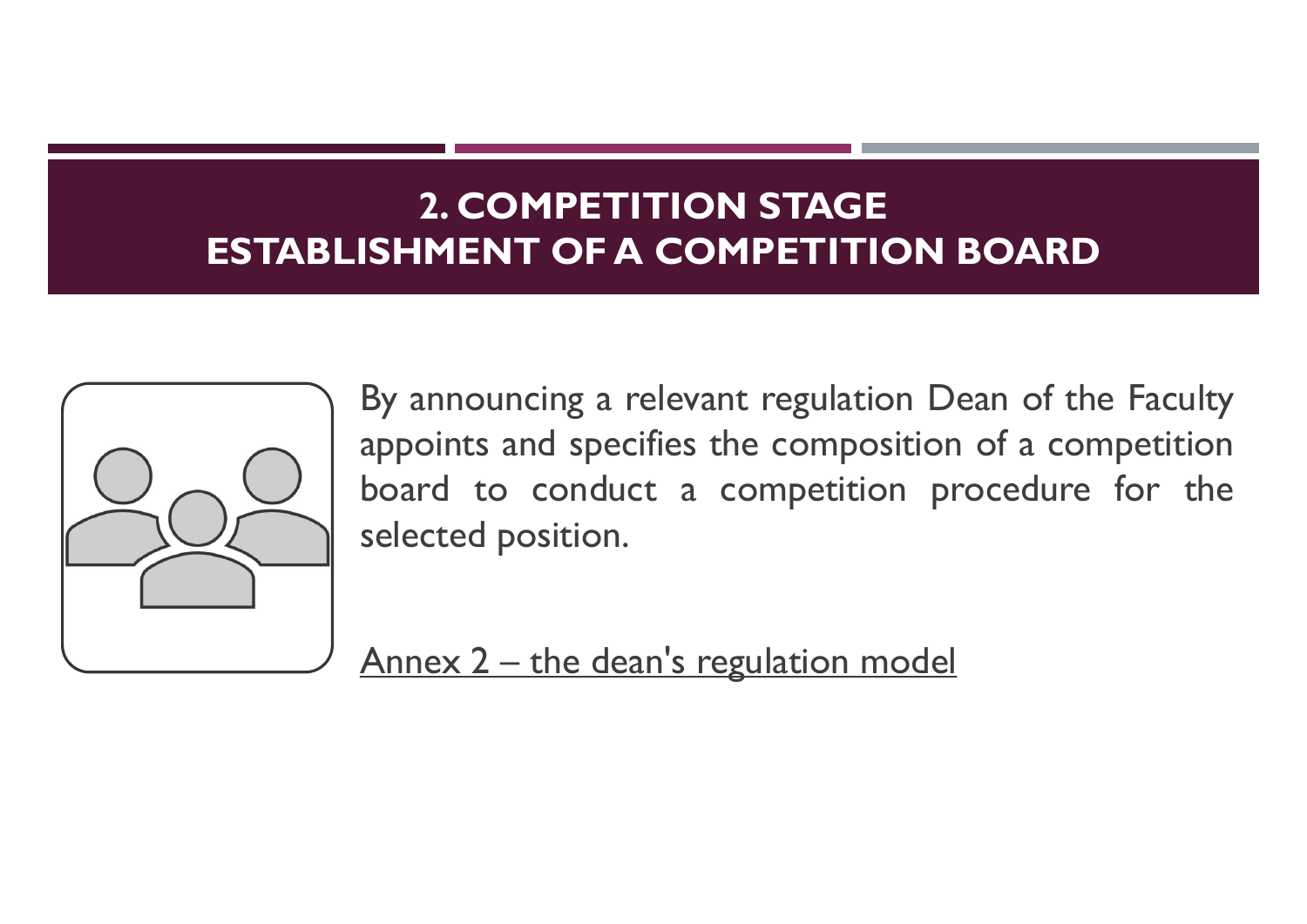# 2. COMPETITION STAGE ESTABLISHMENT OF A COMPETITION BOARD

By announcing a relevant regulation Dean of the Faculty appoints and specifies the composition of a competition board to conduct a competition procedure for the selected position.

Annex 2 – the dean's regulation model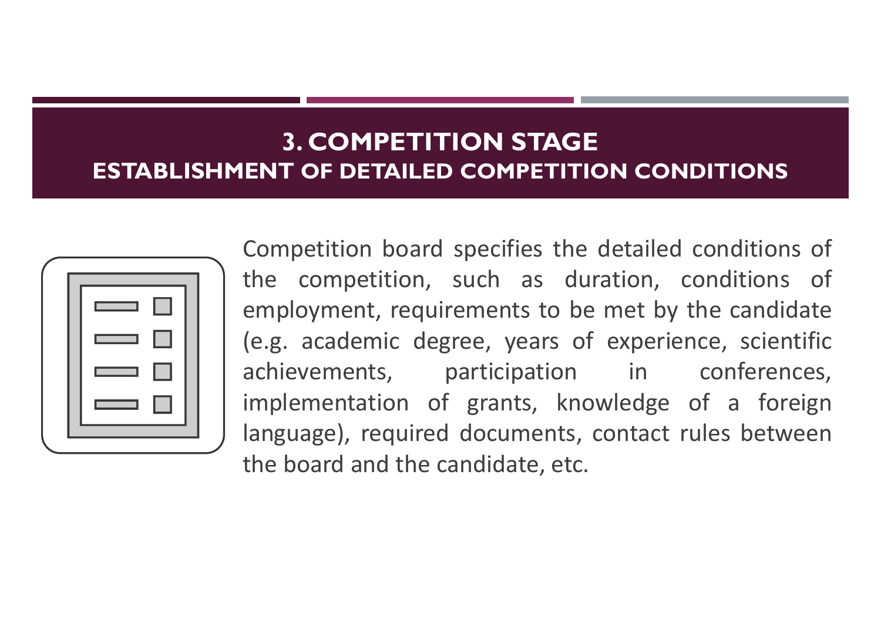# 3. COMPETITION STAGE

## ESTABLISHMENT OF DETAILED COMPETITION CONDITIONS

Competition board specifies the detailed conditions of the competition, such as duration, conditions of employment, requirements to be met by the candidate (e.g. academic degree, years of experience, scientific achievements, participation in conferences, implementation of grants, knowledge of a foreign language), required documents, contact rules between the board and the candidate, etc.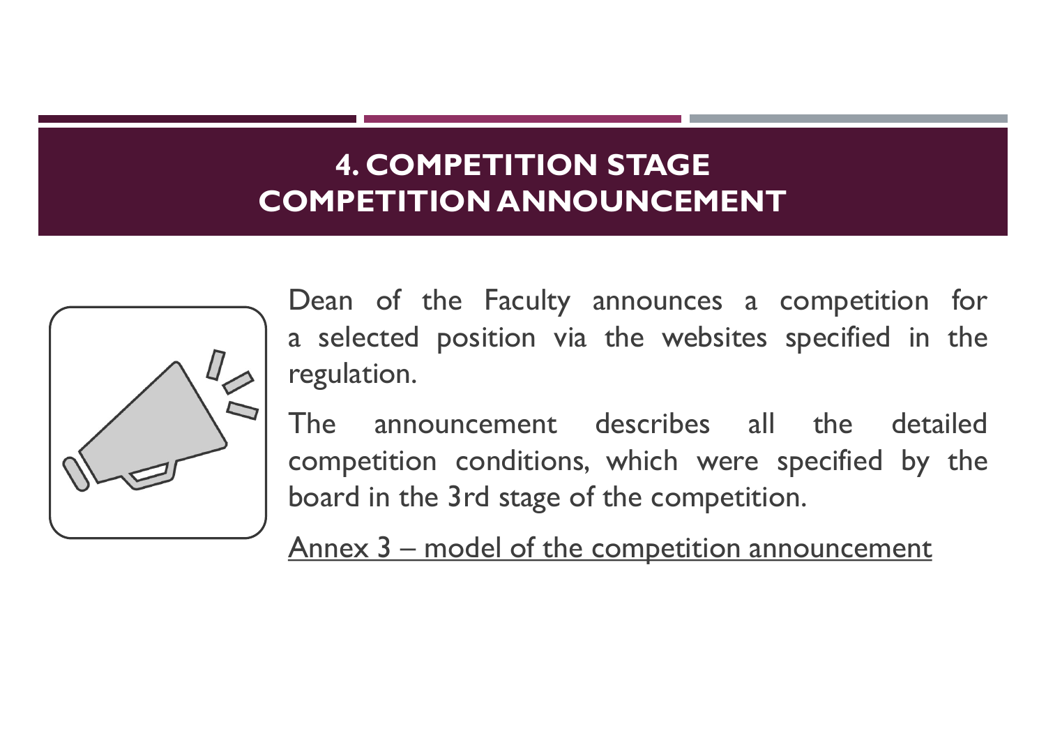# 4. COMPETITION STAGE
# COMPETITION ANNOUNCEMENT

Dean of the Faculty announces a competition for a selected position via the websites specified in the regulation.

The announcement describes all the detailed competition conditions, which were specified by the board in the 3rd stage of the competition.

Annex 3 – model of the competition announcement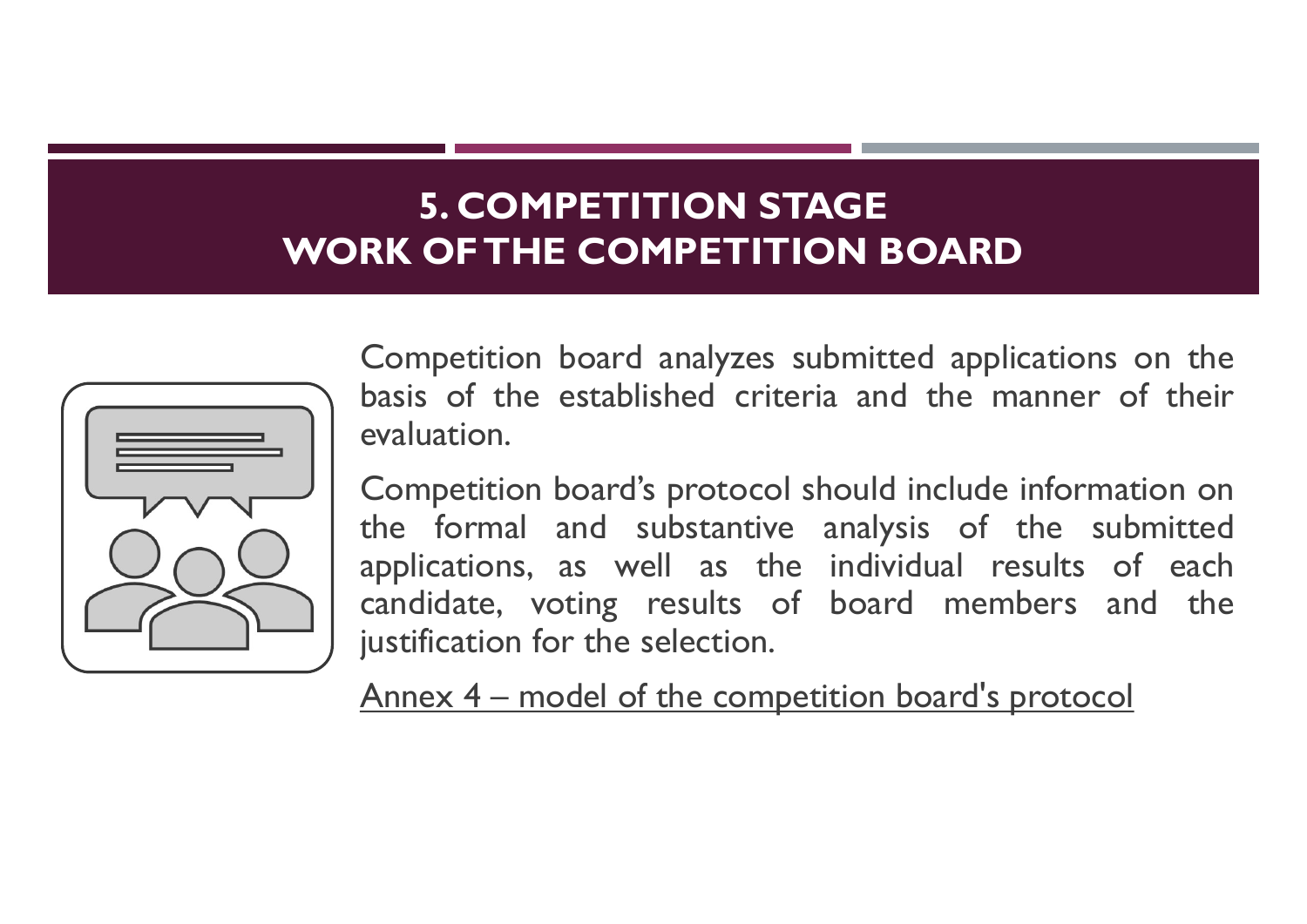# 5. COMPETITION STAGE WORK OF THE COMPETITION BOARD

Competition board analyzes submitted applications on the basis of the established criteria and the manner of their evaluation.

Competition board's protocol should include information on the formal and substantive analysis of the submitted applications, as well as the individual results of each candidate, voting results of board members and the justification for the selection.

Annex 4 – model of the competition board's protocol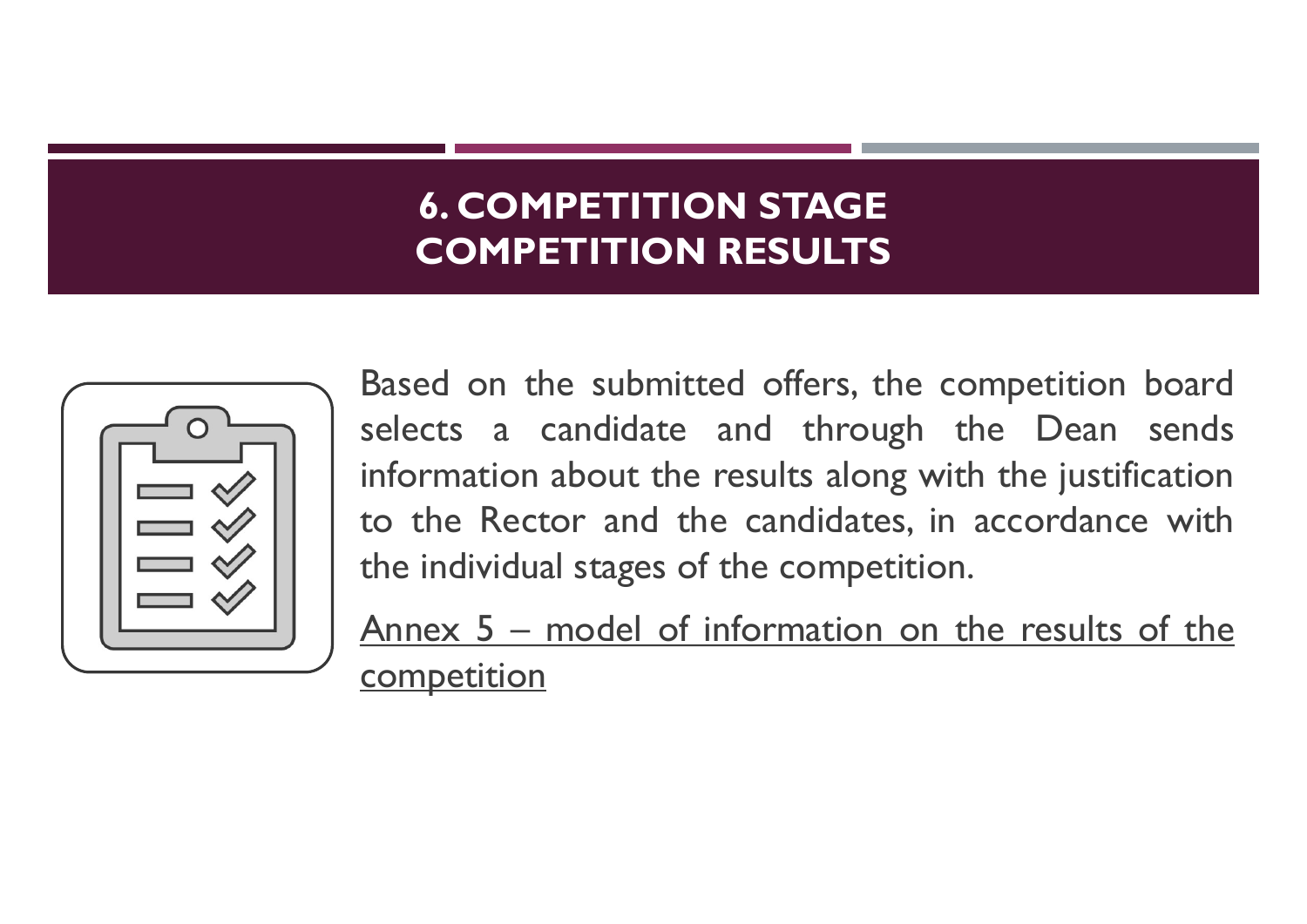# 6. COMPETITION STAGE
# COMPETITION RESULTS

Based on the submitted offers, the competition board selects a candidate and through the Dean sends information about the results along with the justification to the Rector and the candidates, in accordance with the individual stages of the competition.

Annex 5 – model of information on the results of the competition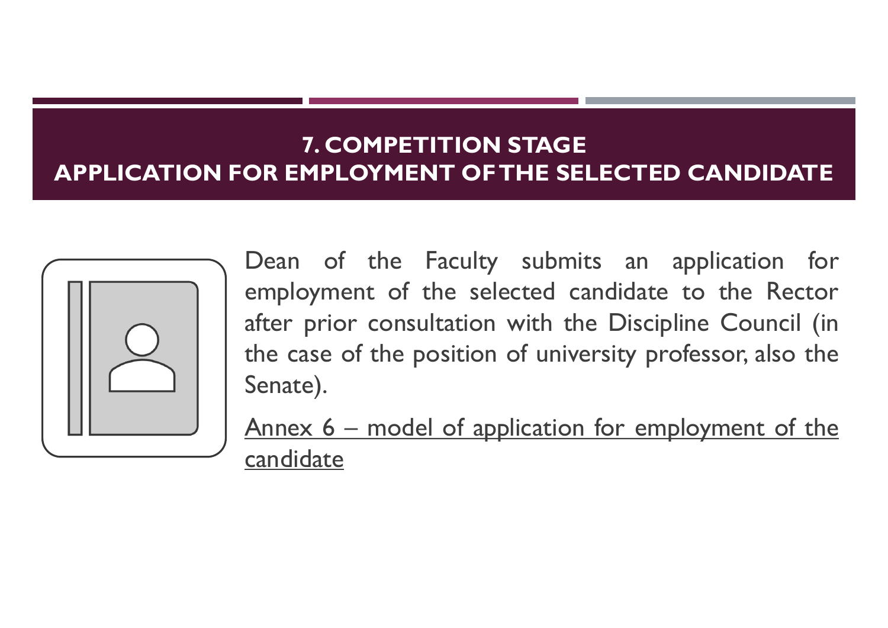# 7. COMPETITION STAGE
# APPLICATION FOR EMPLOYMENT OF THE SELECTED CANDIDATE

Dean of the Faculty submits an application for employment of the selected candidate to the Rector after prior consultation with the Discipline Council (in the case of the position of university professor, also the Senate).

Annex 6 – model of application for employment of the candidate